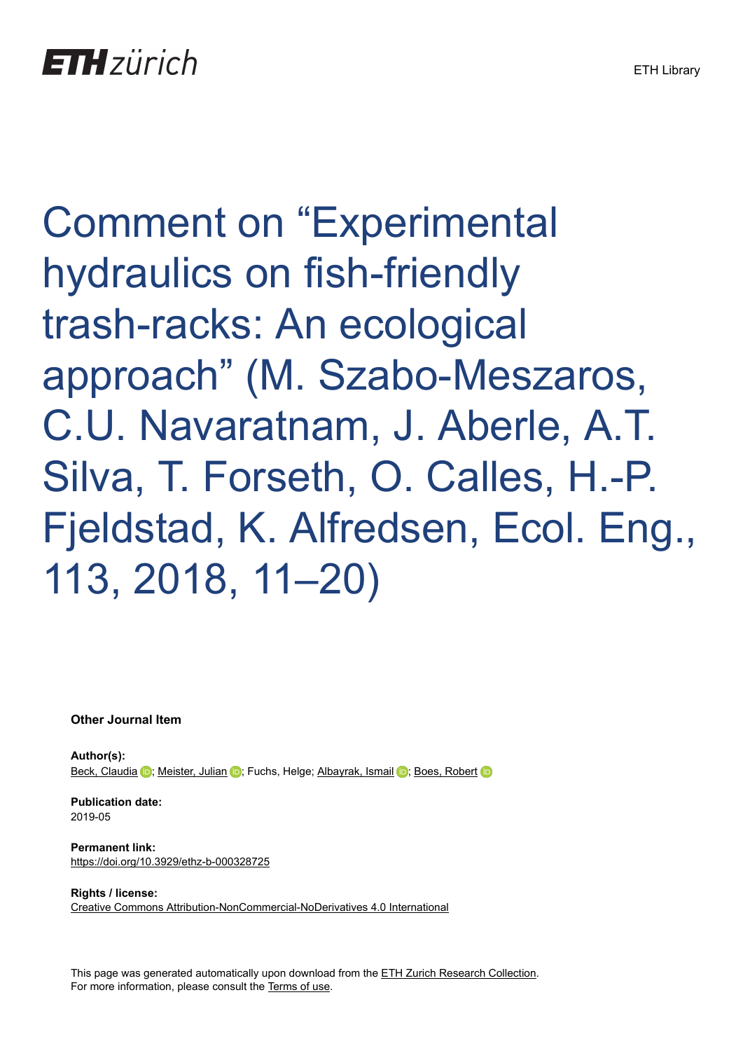ETH zürich

ETH Library

# Comment on "Experimental hydraulics on fish-friendly trash-racks: An ecological approach" (M. Szabo-Meszaros, C.U. Navaratnam, J. Aberle, A.T. Silva, T. Forseth, O. Calles, H.-P. Fjeldstad, K. Alfredsen, Ecol. Eng., 113, 2018, 11–20)

**Other Journal Item**

**Author(s):**
Beck, Claudia; Meister, Julian; Fuchs, Helge; Albayrak, Ismail; Boes, Robert

**Publication date:**
2019-05

**Permanent link:**
https://doi.org/10.3929/ethz-b-000328725

**Rights / license:**
Creative Commons Attribution-NonCommercial-NoDerivatives 4.0 International

This page was generated automatically upon download from the ETH Zurich Research Collection.
For more information, please consult the Terms of use.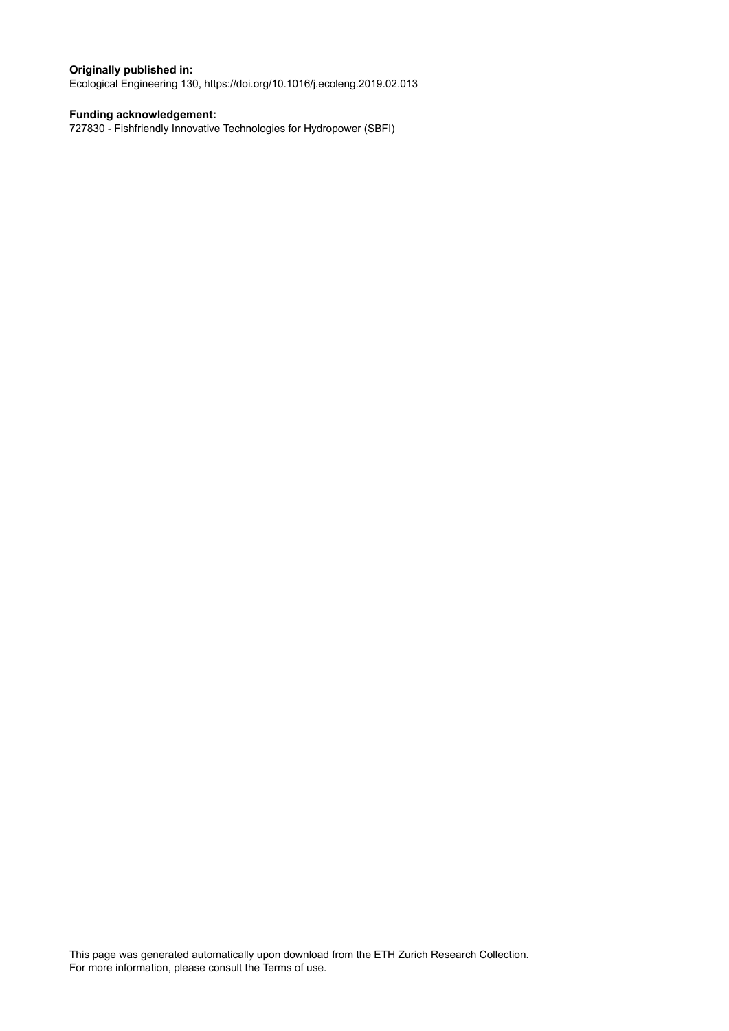**Originally published in:**
Ecological Engineering 130, https://doi.org/10.1016/j.ecoleng.2019.02.013

**Funding acknowledgement:**
727830 - Fishfriendly Innovative Technologies for Hydropower (SBFI)

This page was generated automatically upon download from the ETH Zurich Research Collection.
For more information, please consult the Terms of use.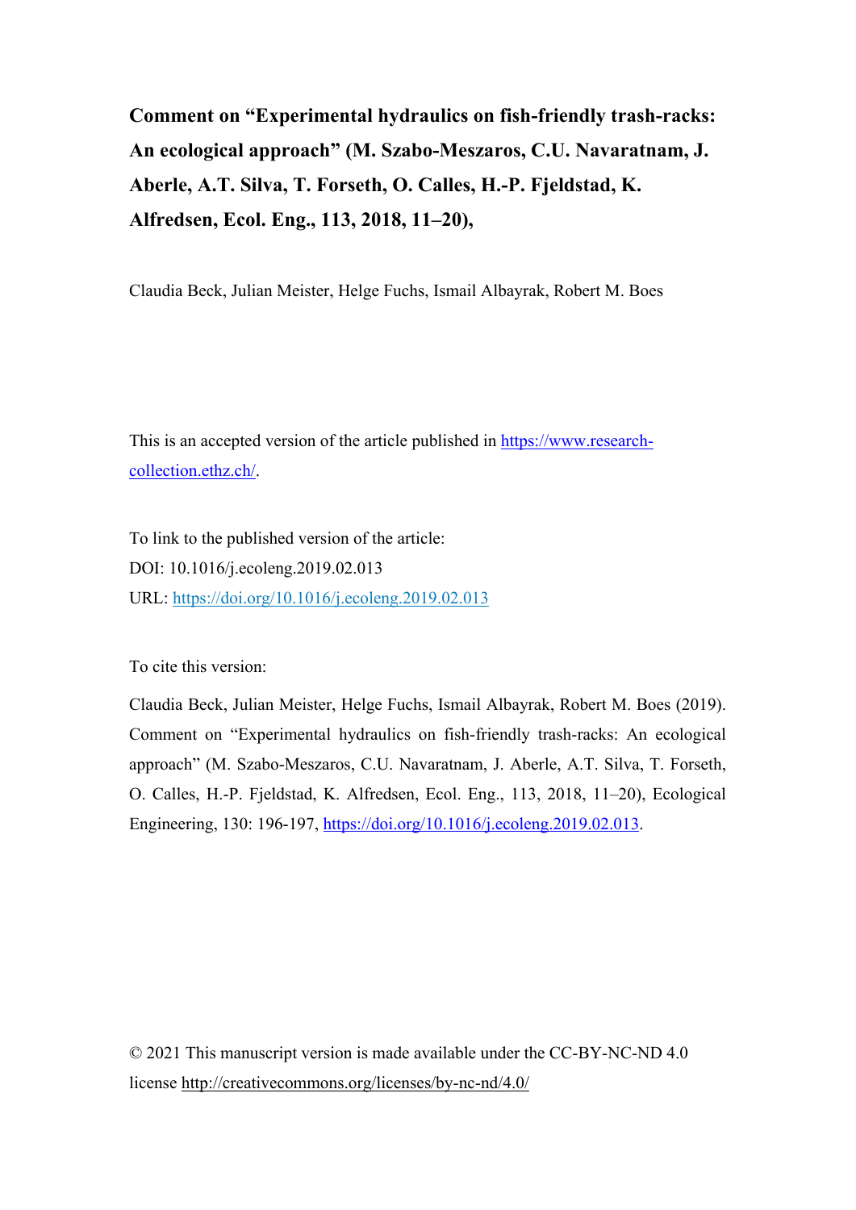**Comment on “Experimental hydraulics on fish-friendly trash-racks: An ecological approach” (M. Szabo-Meszaros, C.U. Navaratnam, J. Aberle, A.T. Silva, T. Forseth, O. Calles, H.-P. Fjeldstad, K. Alfredsen, Ecol. Eng., 113, 2018, 11–20),**

Claudia Beck, Julian Meister, Helge Fuchs, Ismail Albayrak, Robert M. Boes

This is an accepted version of the article published in https://www.research-collection.ethz.ch/.

To link to the published version of the article:
DOI: 10.1016/j.ecoleng.2019.02.013
URL: https://doi.org/10.1016/j.ecoleng.2019.02.013

To cite this version:

Claudia Beck, Julian Meister, Helge Fuchs, Ismail Albayrak, Robert M. Boes (2019). Comment on “Experimental hydraulics on fish-friendly trash-racks: An ecological approach” (M. Szabo-Meszaros, C.U. Navaratnam, J. Aberle, A.T. Silva, T. Forseth, O. Calles, H.-P. Fjeldstad, K. Alfredsen, Ecol. Eng., 113, 2018, 11–20), Ecological Engineering, 130: 196-197, https://doi.org/10.1016/j.ecoleng.2019.02.013.

© 2021 This manuscript version is made available under the CC-BY-NC-ND 4.0 license http://creativecommons.org/licenses/by-nc-nd/4.0/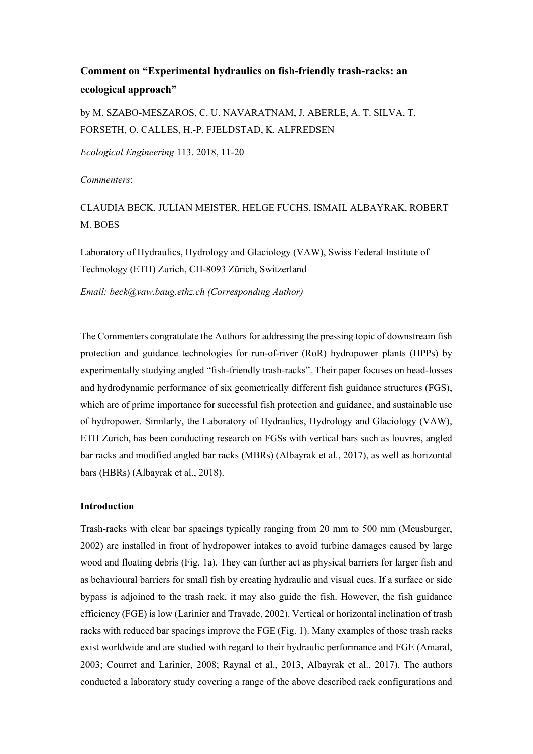**Comment on "Experimental hydraulics on fish-friendly trash-racks: an ecological approach"**

by M. SZABO-MESZAROS, C. U. NAVARATNAM, J. ABERLE, A. T. SILVA, T. FORSETH, O. CALLES, H.-P. FJELDSTAD, K. ALFREDSEN

*Ecological Engineering* 113. 2018, 11-20

*Commenters*:

CLAUDIA BECK, JULIAN MEISTER, HELGE FUCHS, ISMAIL ALBAYRAK, ROBERT M. BOES

Laboratory of Hydraulics, Hydrology and Glaciology (VAW), Swiss Federal Institute of Technology (ETH) Zurich, CH-8093 Zürich, Switzerland

*Email: beck@vaw.baug.ethz.ch (Corresponding Author)*

The Commenters congratulate the Authors for addressing the pressing topic of downstream fish protection and guidance technologies for run-of-river (RoR) hydropower plants (HPPs) by experimentally studying angled "fish-friendly trash-racks". Their paper focuses on head-losses and hydrodynamic performance of six geometrically different fish guidance structures (FGS), which are of prime importance for successful fish protection and guidance, and sustainable use of hydropower. Similarly, the Laboratory of Hydraulics, Hydrology and Glaciology (VAW), ETH Zurich, has been conducting research on FGSs with vertical bars such as louvres, angled bar racks and modified angled bar racks (MBRs) (Albayrak et al., 2017), as well as horizontal bars (HBRs) (Albayrak et al., 2018).

**Introduction**

Trash-racks with clear bar spacings typically ranging from 20 mm to 500 mm (Meusburger, 2002) are installed in front of hydropower intakes to avoid turbine damages caused by large wood and floating debris (Fig. 1a). They can further act as physical barriers for larger fish and as behavioural barriers for small fish by creating hydraulic and visual cues. If a surface or side bypass is adjoined to the trash rack, it may also guide the fish. However, the fish guidance efficiency (FGE) is low (Larinier and Travade, 2002). Vertical or horizontal inclination of trash racks with reduced bar spacings improve the FGE (Fig. 1). Many examples of those trash racks exist worldwide and are studied with regard to their hydraulic performance and FGE (Amaral, 2003; Courret and Larinier, 2008; Raynal et al., 2013, Albayrak et al., 2017). The authors conducted a laboratory study covering a range of the above described rack configurations and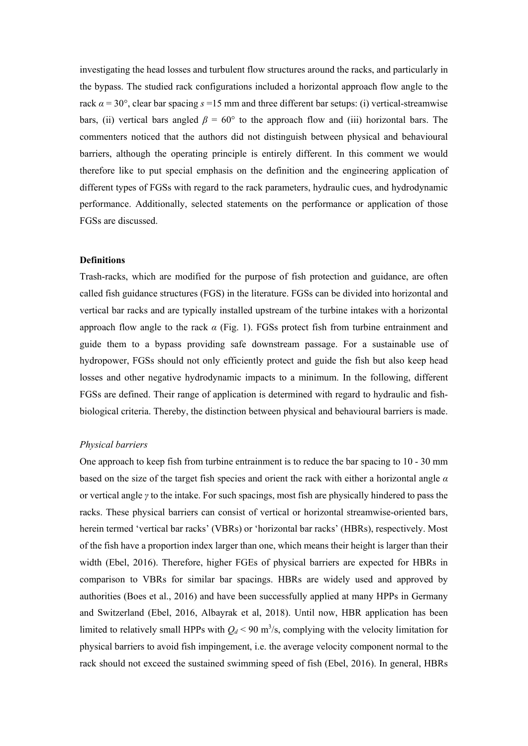investigating the head losses and turbulent flow structures around the racks, and particularly in the bypass. The studied rack configurations included a horizontal approach flow angle to the rack $\alpha = 30°$, clear bar spacing $s$ =15 mm and three different bar setups: (i) vertical-streamwise bars, (ii) vertical bars angled $\beta = 60°$ to the approach flow and (iii) horizontal bars. The commenters noticed that the authors did not distinguish between physical and behavioural barriers, although the operating principle is entirely different. In this comment we would therefore like to put special emphasis on the definition and the engineering application of different types of FGSs with regard to the rack parameters, hydraulic cues, and hydrodynamic performance. Additionally, selected statements on the performance or application of those FGSs are discussed.

**Definitions**

Trash-racks, which are modified for the purpose of fish protection and guidance, are often called fish guidance structures (FGS) in the literature. FGSs can be divided into horizontal and vertical bar racks and are typically installed upstream of the turbine intakes with a horizontal approach flow angle to the rack $\alpha$ (Fig. 1). FGSs protect fish from turbine entrainment and guide them to a bypass providing safe downstream passage. For a sustainable use of hydropower, FGSs should not only efficiently protect and guide the fish but also keep head losses and other negative hydrodynamic impacts to a minimum. In the following, different FGSs are defined. Their range of application is determined with regard to hydraulic and fish-biological criteria. Thereby, the distinction between physical and behavioural barriers is made.

*Physical barriers*

One approach to keep fish from turbine entrainment is to reduce the bar spacing to 10 - 30 mm based on the size of the target fish species and orient the rack with either a horizontal angle $\alpha$ or vertical angle $\gamma$ to the intake. For such spacings, most fish are physically hindered to pass the racks. These physical barriers can consist of vertical or horizontal streamwise-oriented bars, herein termed 'vertical bar racks' (VBRs) or 'horizontal bar racks' (HBRs), respectively. Most of the fish have a proportion index larger than one, which means their height is larger than their width (Ebel, 2016). Therefore, higher FGEs of physical barriers are expected for HBRs in comparison to VBRs for similar bar spacings. HBRs are widely used and approved by authorities (Boes et al., 2016) and have been successfully applied at many HPPs in Germany and Switzerland (Ebel, 2016, Albayrak et al, 2018). Until now, HBR application has been limited to relatively small HPPs with $Q_d < 90$ m$^3$/s, complying with the velocity limitation for physical barriers to avoid fish impingement, i.e. the average velocity component normal to the rack should not exceed the sustained swimming speed of fish (Ebel, 2016). In general, HBRs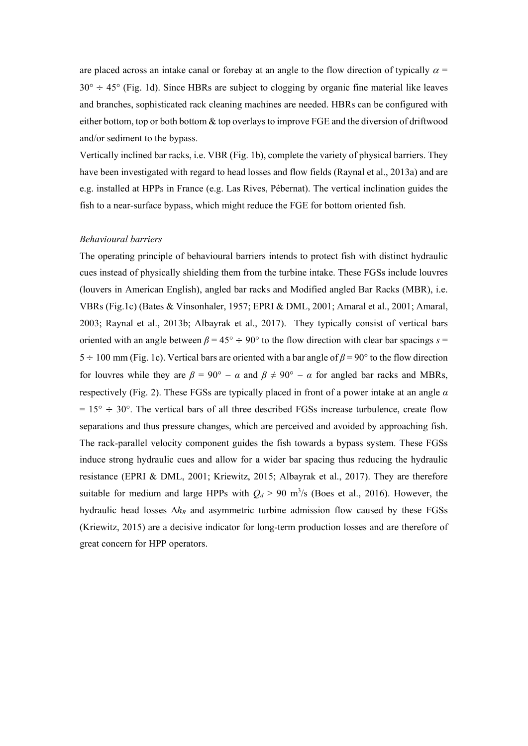are placed across an intake canal or forebay at an angle to the flow direction of typically $\alpha$ = 30° ÷ 45° (Fig. 1d). Since HBRs are subject to clogging by organic fine material like leaves and branches, sophisticated rack cleaning machines are needed. HBRs can be configured with either bottom, top or both bottom & top overlays to improve FGE and the diversion of driftwood and/or sediment to the bypass.

Vertically inclined bar racks, i.e. VBR (Fig. 1b), complete the variety of physical barriers. They have been investigated with regard to head losses and flow fields (Raynal et al., 2013a) and are e.g. installed at HPPs in France (e.g. Las Rives, Pébernat). The vertical inclination guides the fish to a near-surface bypass, which might reduce the FGE for bottom oriented fish.

*Behavioural barriers*

The operating principle of behavioural barriers intends to protect fish with distinct hydraulic cues instead of physically shielding them from the turbine intake. These FGSs include louvres (louvers in American English), angled bar racks and Modified angled Bar Racks (MBR), i.e. VBRs (Fig.1c) (Bates & Vinsonhaler, 1957; EPRI & DML, 2001; Amaral et al., 2001; Amaral, 2003; Raynal et al., 2013b; Albayrak et al., 2017). They typically consist of vertical bars oriented with an angle between $\beta$ = 45° ÷ 90° to the flow direction with clear bar spacings $s$ = 5 ÷ 100 mm (Fig. 1c). Vertical bars are oriented with a bar angle of $\beta$ = 90° to the flow direction for louvres while they are $\beta = 90° - \alpha$ and $\beta \neq 90° - \alpha$ for angled bar racks and MBRs, respectively (Fig. 2). These FGSs are typically placed in front of a power intake at an angle $\alpha$ = 15° ÷ 30°. The vertical bars of all three described FGSs increase turbulence, create flow separations and thus pressure changes, which are perceived and avoided by approaching fish. The rack-parallel velocity component guides the fish towards a bypass system. These FGSs induce strong hydraulic cues and allow for a wider bar spacing thus reducing the hydraulic resistance (EPRI & DML, 2001; Kriewitz, 2015; Albayrak et al., 2017). They are therefore suitable for medium and large HPPs with $Q_d$ > 90 m$^3$/s (Boes et al., 2016). However, the hydraulic head losses $\Delta h_R$ and asymmetric turbine admission flow caused by these FGSs (Kriewitz, 2015) are a decisive indicator for long-term production losses and are therefore of great concern for HPP operators.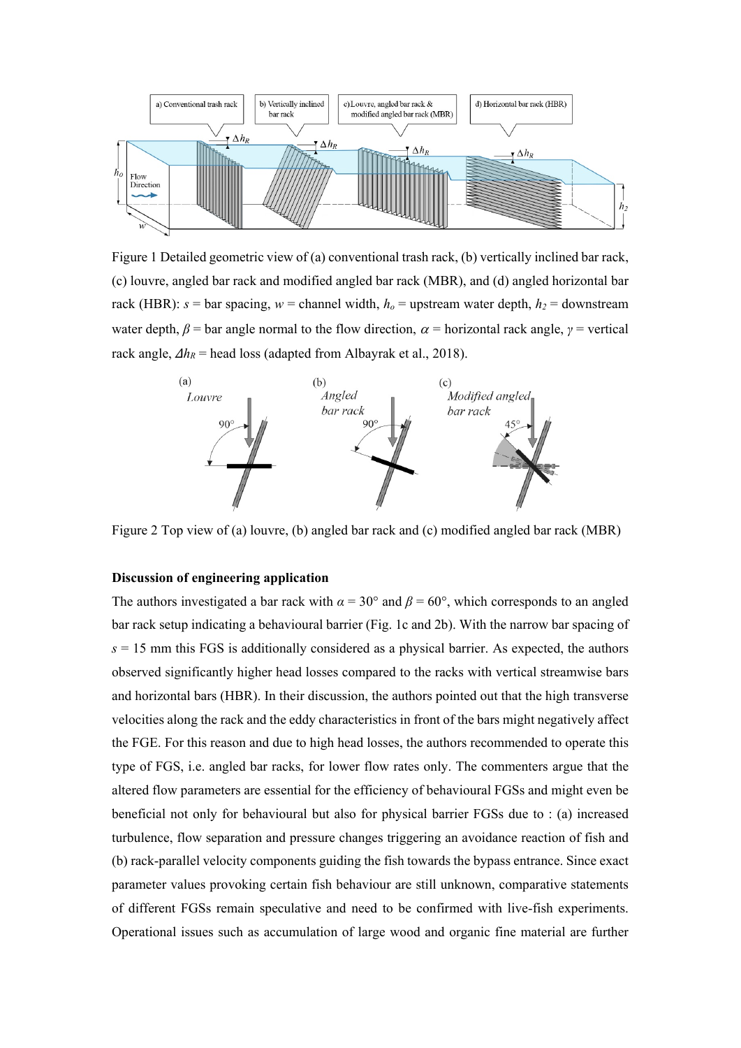Figure 1 Detailed geometric view of (a) conventional trash rack, (b) vertically inclined bar rack, (c) louvre, angled bar rack and modified angled bar rack (MBR), and (d) angled horizontal bar rack (HBR): $s$ = bar spacing, $w$ = channel width, $h_o$ = upstream water depth, $h_2$ = downstream water depth, $\beta$ = bar angle normal to the flow direction, $\alpha$ = horizontal rack angle, $\gamma$ = vertical rack angle, $\Delta h_R$ = head loss (adapted from Albayrak et al., 2018).

Figure 2 Top view of (a) louvre, (b) angled bar rack and (c) modified angled bar rack (MBR)

**Discussion of engineering application**

The authors investigated a bar rack with $\alpha$ = 30° and $\beta$ = 60°, which corresponds to an angled bar rack setup indicating a behavioural barrier (Fig. 1c and 2b). With the narrow bar spacing of $s$ = 15 mm this FGS is additionally considered as a physical barrier. As expected, the authors observed significantly higher head losses compared to the racks with vertical streamwise bars and horizontal bars (HBR). In their discussion, the authors pointed out that the high transverse velocities along the rack and the eddy characteristics in front of the bars might negatively affect the FGE. For this reason and due to high head losses, the authors recommended to operate this type of FGS, i.e. angled bar racks, for lower flow rates only. The commenters argue that the altered flow parameters are essential for the efficiency of behavioural FGSs and might even be beneficial not only for behavioural but also for physical barrier FGSs due to : (a) increased turbulence, flow separation and pressure changes triggering an avoidance reaction of fish and (b) rack-parallel velocity components guiding the fish towards the bypass entrance. Since exact parameter values provoking certain fish behaviour are still unknown, comparative statements of different FGSs remain speculative and need to be confirmed with live-fish experiments. Operational issues such as accumulation of large wood and organic fine material are further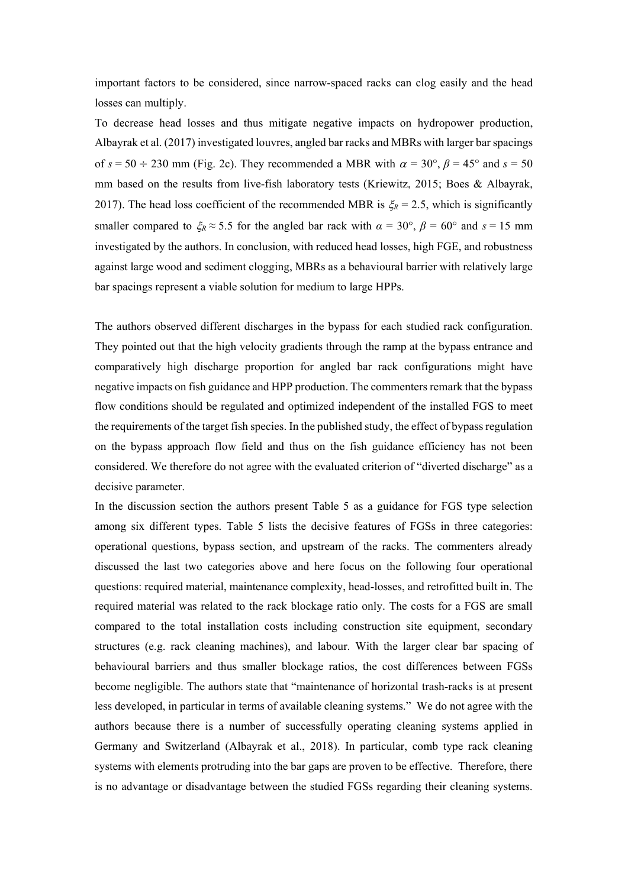important factors to be considered, since narrow-spaced racks can clog easily and the head losses can multiply.

To decrease head losses and thus mitigate negative impacts on hydropower production, Albayrak et al. (2017) investigated louvres, angled bar racks and MBRs with larger bar spacings of $s = 50 \div 230$ mm (Fig. 2c). They recommended a MBR with $\alpha = 30°$, $\beta = 45°$ and $s = 50$ mm based on the results from live-fish laboratory tests (Kriewitz, 2015; Boes & Albayrak, 2017). The head loss coefficient of the recommended MBR is $\xi_R = 2.5$, which is significantly smaller compared to $\xi_R \approx 5.5$ for the angled bar rack with $\alpha = 30°$, $\beta = 60°$ and $s = 15$ mm investigated by the authors. In conclusion, with reduced head losses, high FGE, and robustness against large wood and sediment clogging, MBRs as a behavioural barrier with relatively large bar spacings represent a viable solution for medium to large HPPs.

The authors observed different discharges in the bypass for each studied rack configuration. They pointed out that the high velocity gradients through the ramp at the bypass entrance and comparatively high discharge proportion for angled bar rack configurations might have negative impacts on fish guidance and HPP production. The commenters remark that the bypass flow conditions should be regulated and optimized independent of the installed FGS to meet the requirements of the target fish species. In the published study, the effect of bypass regulation on the bypass approach flow field and thus on the fish guidance efficiency has not been considered. We therefore do not agree with the evaluated criterion of "diverted discharge" as a decisive parameter.

In the discussion section the authors present Table 5 as a guidance for FGS type selection among six different types. Table 5 lists the decisive features of FGSs in three categories: operational questions, bypass section, and upstream of the racks. The commenters already discussed the last two categories above and here focus on the following four operational questions: required material, maintenance complexity, head-losses, and retrofitted built in. The required material was related to the rack blockage ratio only. The costs for a FGS are small compared to the total installation costs including construction site equipment, secondary structures (e.g. rack cleaning machines), and labour. With the larger clear bar spacing of behavioural barriers and thus smaller blockage ratios, the cost differences between FGSs become negligible. The authors state that "maintenance of horizontal trash-racks is at present less developed, in particular in terms of available cleaning systems." We do not agree with the authors because there is a number of successfully operating cleaning systems applied in Germany and Switzerland (Albayrak et al., 2018). In particular, comb type rack cleaning systems with elements protruding into the bar gaps are proven to be effective. Therefore, there is no advantage or disadvantage between the studied FGSs regarding their cleaning systems.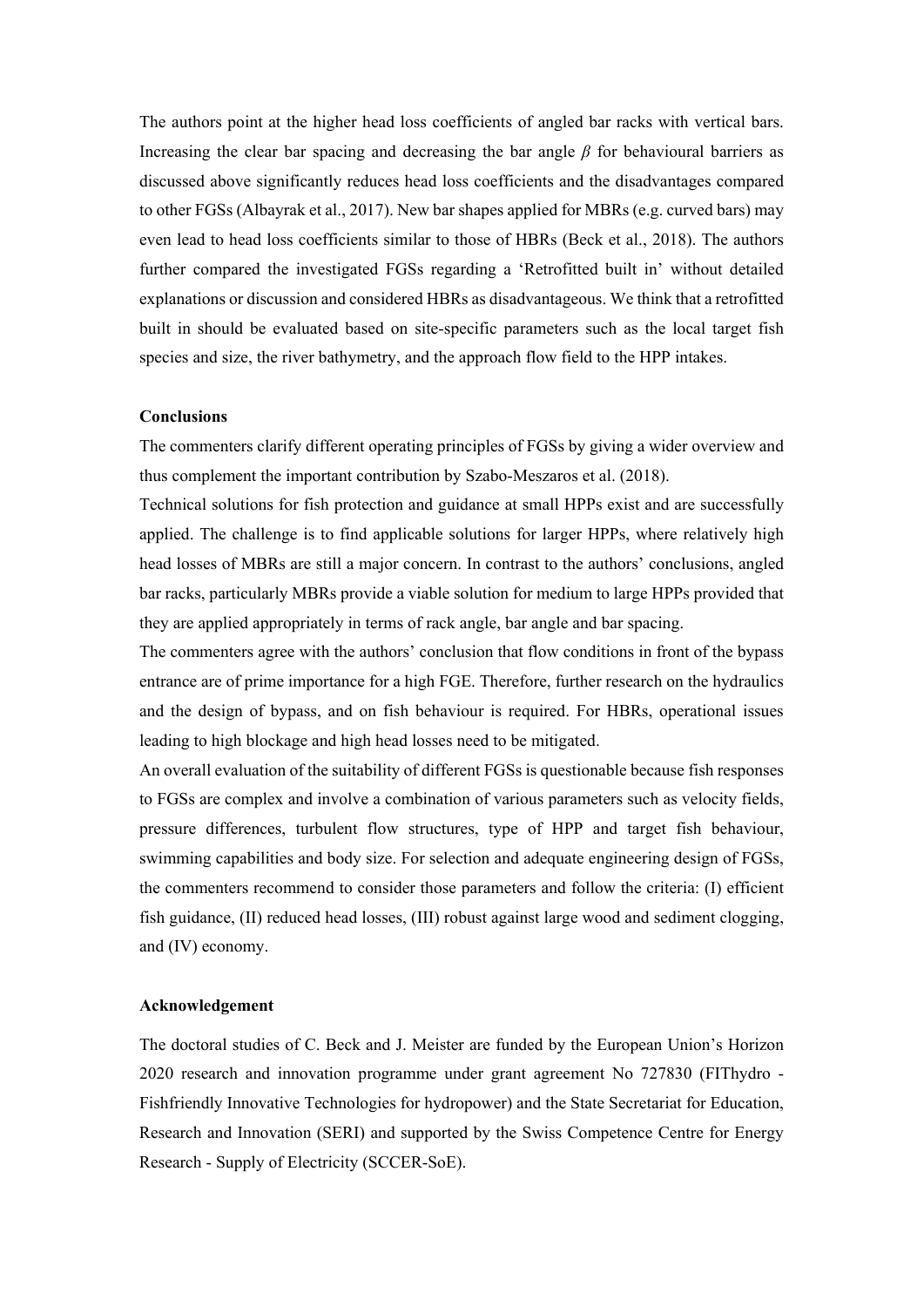The authors point at the higher head loss coefficients of angled bar racks with vertical bars. Increasing the clear bar spacing and decreasing the bar angle $\beta$ for behavioural barriers as discussed above significantly reduces head loss coefficients and the disadvantages compared to other FGSs (Albayrak et al., 2017). New bar shapes applied for MBRs (e.g. curved bars) may even lead to head loss coefficients similar to those of HBRs (Beck et al., 2018). The authors further compared the investigated FGSs regarding a 'Retrofitted built in' without detailed explanations or discussion and considered HBRs as disadvantageous. We think that a retrofitted built in should be evaluated based on site-specific parameters such as the local target fish species and size, the river bathymetry, and the approach flow field to the HPP intakes.

**Conclusions**

The commenters clarify different operating principles of FGSs by giving a wider overview and thus complement the important contribution by Szabo-Meszaros et al. (2018).

Technical solutions for fish protection and guidance at small HPPs exist and are successfully applied. The challenge is to find applicable solutions for larger HPPs, where relatively high head losses of MBRs are still a major concern. In contrast to the authors' conclusions, angled bar racks, particularly MBRs provide a viable solution for medium to large HPPs provided that they are applied appropriately in terms of rack angle, bar angle and bar spacing.

The commenters agree with the authors' conclusion that flow conditions in front of the bypass entrance are of prime importance for a high FGE. Therefore, further research on the hydraulics and the design of bypass, and on fish behaviour is required. For HBRs, operational issues leading to high blockage and high head losses need to be mitigated.

An overall evaluation of the suitability of different FGSs is questionable because fish responses to FGSs are complex and involve a combination of various parameters such as velocity fields, pressure differences, turbulent flow structures, type of HPP and target fish behaviour, swimming capabilities and body size. For selection and adequate engineering design of FGSs, the commenters recommend to consider those parameters and follow the criteria: (I) efficient fish guidance, (II) reduced head losses, (III) robust against large wood and sediment clogging, and (IV) economy.

**Acknowledgement**

The doctoral studies of C. Beck and J. Meister are funded by the European Union's Horizon 2020 research and innovation programme under grant agreement No 727830 (FIThydro - Fishfriendly Innovative Technologies for hydropower) and the State Secretariat for Education, Research and Innovation (SERI) and supported by the Swiss Competence Centre for Energy Research - Supply of Electricity (SCCER-SoE).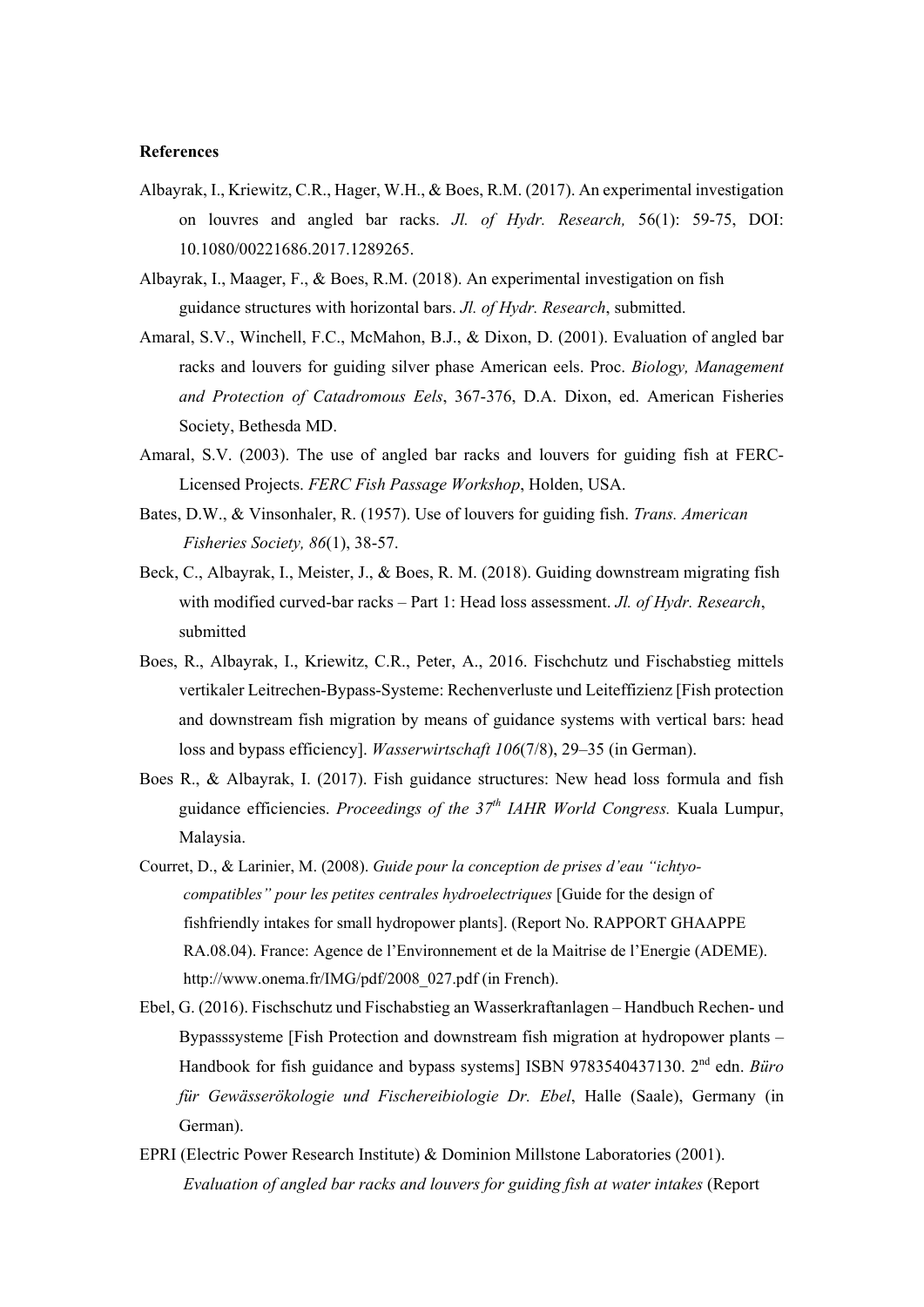**References**

Albayrak, I., Kriewitz, C.R., Hager, W.H., & Boes, R.M. (2017). An experimental investigation on louvres and angled bar racks. *Jl. of Hydr. Research,* 56(1): 59-75, DOI: 10.1080/00221686.2017.1289265.

Albayrak, I., Maager, F., & Boes, R.M. (2018). An experimental investigation on fish guidance structures with horizontal bars. *Jl. of Hydr. Research*, submitted.

Amaral, S.V., Winchell, F.C., McMahon, B.J., & Dixon, D. (2001). Evaluation of angled bar racks and louvers for guiding silver phase American eels. Proc. *Biology, Management and Protection of Catadromous Eels*, 367-376, D.A. Dixon, ed. American Fisheries Society, Bethesda MD.

Amaral, S.V. (2003). The use of angled bar racks and louvers for guiding fish at FERC-Licensed Projects. *FERC Fish Passage Workshop*, Holden, USA.

Bates, D.W., & Vinsonhaler, R. (1957). Use of louvers for guiding fish. *Trans. American Fisheries Society, 86*(1), 38-57.

Beck, C., Albayrak, I., Meister, J., & Boes, R. M. (2018). Guiding downstream migrating fish with modified curved-bar racks – Part 1: Head loss assessment. *Jl. of Hydr. Research*, submitted

Boes, R., Albayrak, I., Kriewitz, C.R., Peter, A., 2016. Fischchutz und Fischabstieg mittels vertikaler Leitrechen-Bypass-Systeme: Rechenverluste und Leiteffizienz [Fish protection and downstream fish migration by means of guidance systems with vertical bars: head loss and bypass efficiency]. *Wasserwirtschaft 106*(7/8), 29–35 (in German).

Boes R., & Albayrak, I. (2017). Fish guidance structures: New head loss formula and fish guidance efficiencies. *Proceedings of the 37th IAHR World Congress.* Kuala Lumpur, Malaysia.

Courret, D., & Larinier, M. (2008). *Guide pour la conception de prises d'eau "ichtyo-compatibles" pour les petites centrales hydroelectriques* [Guide for the design of fishfriendly intakes for small hydropower plants]. (Report No. RAPPORT GHAAPPE RA.08.04). France: Agence de l'Environnement et de la Maitrise de l'Energie (ADEME). http://www.onema.fr/IMG/pdf/2008_027.pdf (in French).

Ebel, G. (2016). Fischschutz und Fischabstieg an Wasserkraftanlagen – Handbuch Rechen- und Bypasssysteme [Fish Protection and downstream fish migration at hydropower plants – Handbook for fish guidance and bypass systems] ISBN 9783540437130. 2nd edn. *Büro für Gewässerökologie und Fischereibiologie Dr. Ebel*, Halle (Saale), Germany (in German).

EPRI (Electric Power Research Institute) & Dominion Millstone Laboratories (2001). *Evaluation of angled bar racks and louvers for guiding fish at water intakes* (Report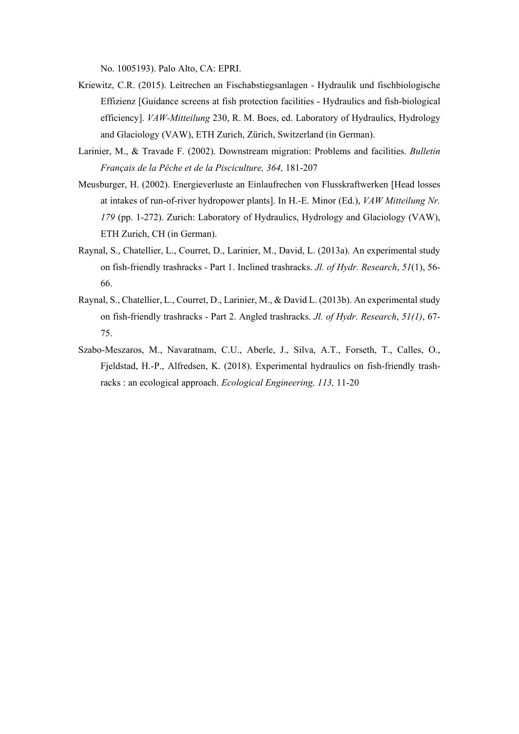No. 1005193). Palo Alto, CA: EPRI.

Kriewitz, C.R. (2015). Leitrechen an Fischabstiegsanlagen - Hydraulik und fischbiologische Effizienz [Guidance screens at fish protection facilities - Hydraulics and fish-biological efficiency]. *VAW-Mitteilung* 230, R. M. Boes, ed. Laboratory of Hydraulics, Hydrology and Glaciology (VAW), ETH Zurich, Zürich, Switzerland (in German).

Larinier, M., & Travade F. (2002). Downstream migration: Problems and facilities. *Bulletin Français de la Pêche et de la Pisciculture, 364,* 181-207

Meusburger, H. (2002). Energieverluste an Einlaufrechen von Flusskraftwerken [Head losses at intakes of run-of-river hydropower plants]. In H.-E. Minor (Ed.), *VAW Mitteilung Nr. 179* (pp. 1-272). Zurich: Laboratory of Hydraulics, Hydrology and Glaciology (VAW), ETH Zurich, CH (in German).

Raynal, S., Chatellier, L., Courret, D., Larinier, M., David, L. (2013a). An experimental study on fish-friendly trashracks - Part 1. Inclined trashracks. *Jl. of Hydr. Research*, *51*(1), 56-66.

Raynal, S., Chatellier, L., Courret, D., Larinier, M., & David L. (2013b). An experimental study on fish-friendly trashracks - Part 2. Angled trashracks. *Jl. of Hydr. Research*, *51(1)*, 67-75.

Szabo-Meszaros, M., Navaratnam, C.U., Aberle, J., Silva, A.T., Forseth, T., Calles, O., Fjeldstad, H.-P., Alfredsen, K. (2018). Experimental hydraulics on fish-friendly trash-racks : an ecological approach. *Ecological Engineering, 113,* 11-20